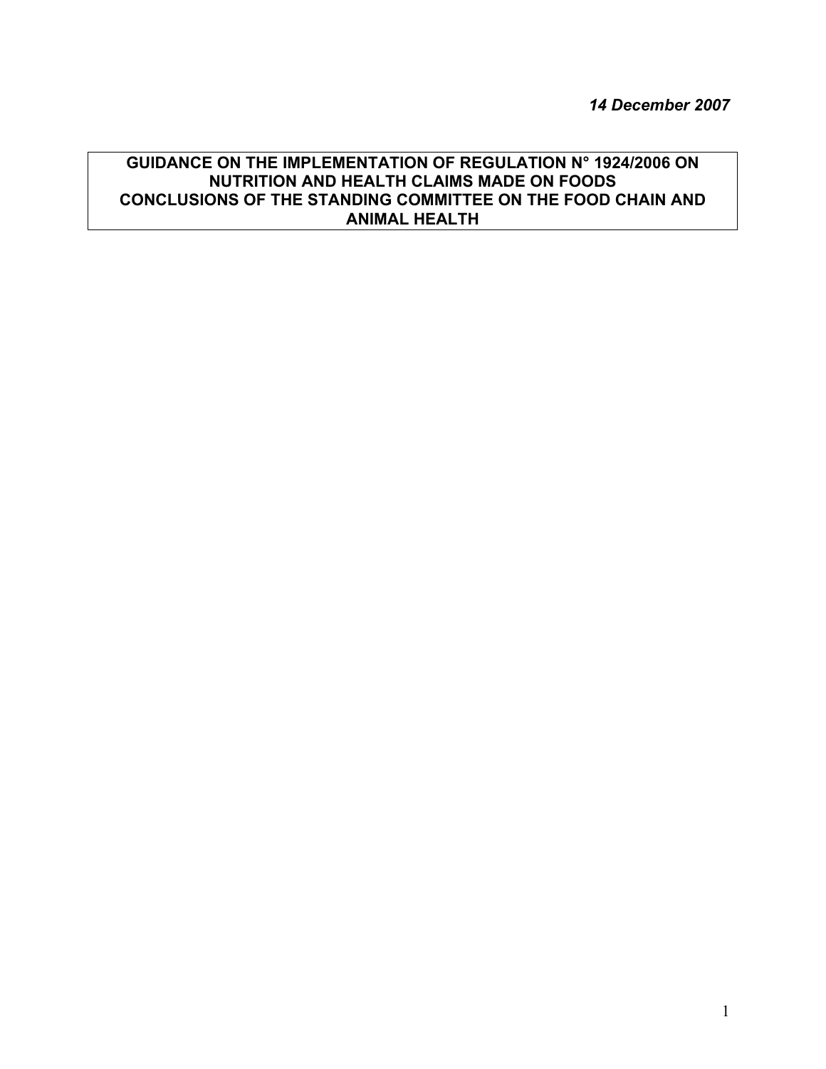*14 December 2007*

# GUIDANCE ON THE IMPLEMENTATION OF REGULATION N° 1924/2006 ON NUTRITION AND HEALTH CLAIMS MADE ON FOODS CONCLUSIONS OF THE STANDING COMMITTEE ON THE FOOD CHAIN AND ANIMAL HEALTH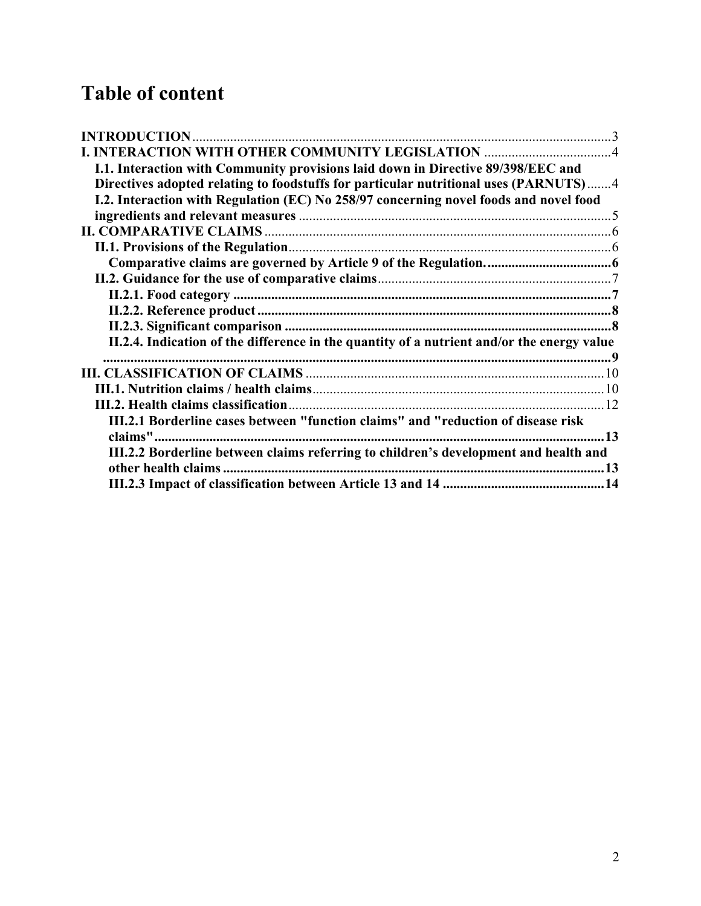# Table of content

**INTRODUCTION**..........................................................................................................................3
**I. INTERACTION WITH OTHER COMMUNITY LEGISLATION** .....................................4
- **I.1. Interaction with Community provisions laid down in Directive 89/398/EEC and Directives adopted relating to foodstuffs for particular nutritional uses (PARNUTS)**.......4
- **I.2. Interaction with Regulation (EC) No 258/97 concerning novel foods and novel food ingredients and relevant measures** ...........................................................................................5

**II. COMPARATIVE CLAIMS**.....................................................................................................6
- **II.1. Provisions of the Regulation**..............................................................................................6
  - **Comparative claims are governed by Article 9 of the Regulation.**....................................6
- **II.2. Guidance for the use of comparative claims**....................................................................7
  - **II.2.1. Food category** .............................................................................................................7
  - **II.2.2. Reference product**.......................................................................................................8
  - **II.2.3. Significant comparison** ...............................................................................................8
  - **II.2.4. Indication of the difference in the quantity of a nutrient and/or the energy value** ....................................................................................................................................9

**III. CLASSIFICATION OF CLAIMS** .......................................................................................10
- **III.1. Nutrition claims / health claims**.....................................................................................10
- **III.2. Health claims classification**............................................................................................12
  - **III.2.1 Borderline cases between "function claims" and "reduction of disease risk claims"**...................................................................................................................13
  - **III.2.2 Borderline between claims referring to children's development and health and other health claims**...............................................................................................13
  - **III.2.3 Impact of classification between Article 13 and 14** ...............................................14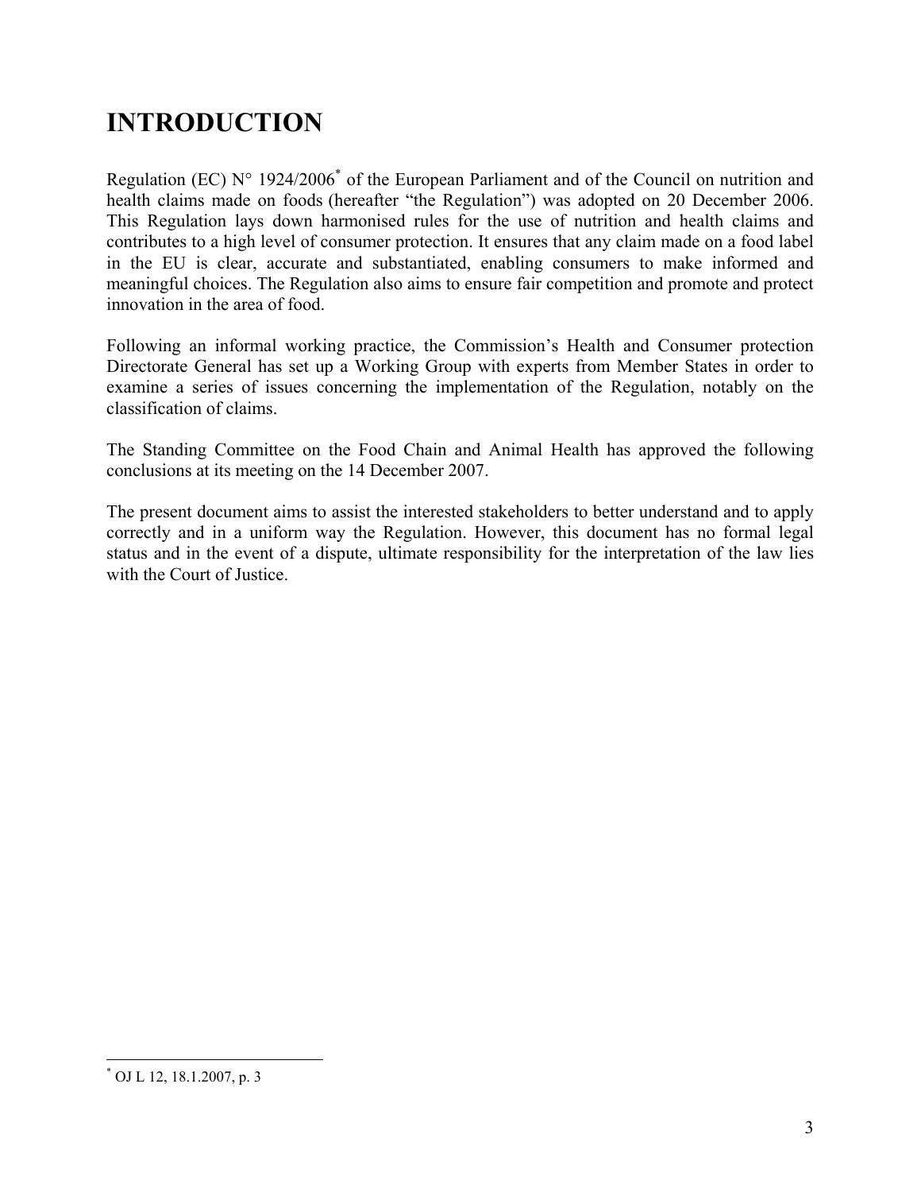# INTRODUCTION

Regulation (EC) N° 1924/2006[*] of the European Parliament and of the Council on nutrition and health claims made on foods (hereafter "the Regulation") was adopted on 20 December 2006. This Regulation lays down harmonised rules for the use of nutrition and health claims and contributes to a high level of consumer protection. It ensures that any claim made on a food label in the EU is clear, accurate and substantiated, enabling consumers to make informed and meaningful choices. The Regulation also aims to ensure fair competition and promote and protect innovation in the area of food.

Following an informal working practice, the Commission's Health and Consumer protection Directorate General has set up a Working Group with experts from Member States in order to examine a series of issues concerning the implementation of the Regulation, notably on the classification of claims.

The Standing Committee on the Food Chain and Animal Health has approved the following conclusions at its meeting on the 14 December 2007.

The present document aims to assist the interested stakeholders to better understand and to apply correctly and in a uniform way the Regulation. However, this document has no formal legal status and in the event of a dispute, ultimate responsibility for the interpretation of the law lies with the Court of Justice.

---

[*] OJ L 12, 18.1.2007, p. 3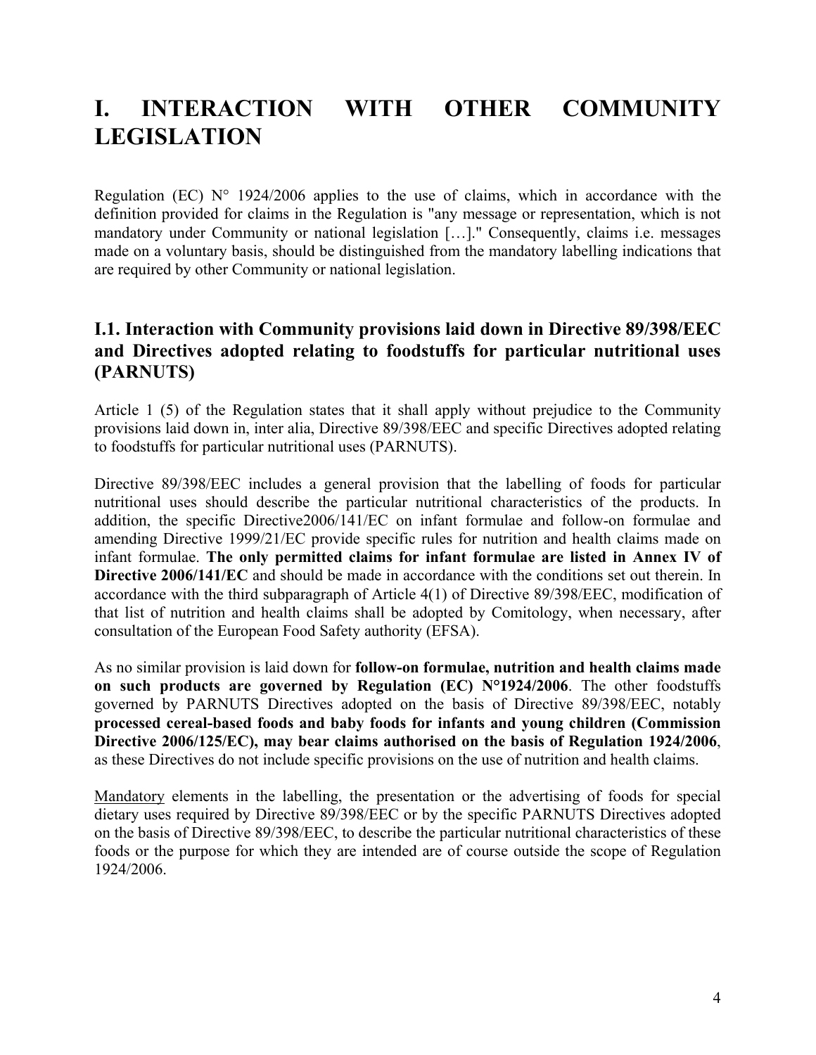# I. INTERACTION WITH OTHER COMMUNITY LEGISLATION

Regulation (EC) N° 1924/2006 applies to the use of claims, which in accordance with the definition provided for claims in the Regulation is "any message or representation, which is not mandatory under Community or national legislation […]." Consequently, claims i.e. messages made on a voluntary basis, should be distinguished from the mandatory labelling indications that are required by other Community or national legislation.

## I.1. Interaction with Community provisions laid down in Directive 89/398/EEC and Directives adopted relating to foodstuffs for particular nutritional uses (PARNUTS)

Article 1 (5) of the Regulation states that it shall apply without prejudice to the Community provisions laid down in, inter alia, Directive 89/398/EEC and specific Directives adopted relating to foodstuffs for particular nutritional uses (PARNUTS).

Directive 89/398/EEC includes a general provision that the labelling of foods for particular nutritional uses should describe the particular nutritional characteristics of the products. In addition, the specific Directive2006/141/EC on infant formulae and follow-on formulae and amending Directive 1999/21/EC provide specific rules for nutrition and health claims made on infant formulae. **The only permitted claims for infant formulae are listed in Annex IV of Directive 2006/141/EC** and should be made in accordance with the conditions set out therein. In accordance with the third subparagraph of Article 4(1) of Directive 89/398/EEC, modification of that list of nutrition and health claims shall be adopted by Comitology, when necessary, after consultation of the European Food Safety authority (EFSA).

As no similar provision is laid down for **follow-on formulae, nutrition and health claims made on such products are governed by Regulation (EC) N°1924/2006**. The other foodstuffs governed by PARNUTS Directives adopted on the basis of Directive 89/398/EEC, notably **processed cereal-based foods and baby foods for infants and young children (Commission Directive 2006/125/EC), may bear claims authorised on the basis of Regulation 1924/2006**, as these Directives do not include specific provisions on the use of nutrition and health claims.

Mandatory elements in the labelling, the presentation or the advertising of foods for special dietary uses required by Directive 89/398/EEC or by the specific PARNUTS Directives adopted on the basis of Directive 89/398/EEC, to describe the particular nutritional characteristics of these foods or the purpose for which they are intended are of course outside the scope of Regulation 1924/2006.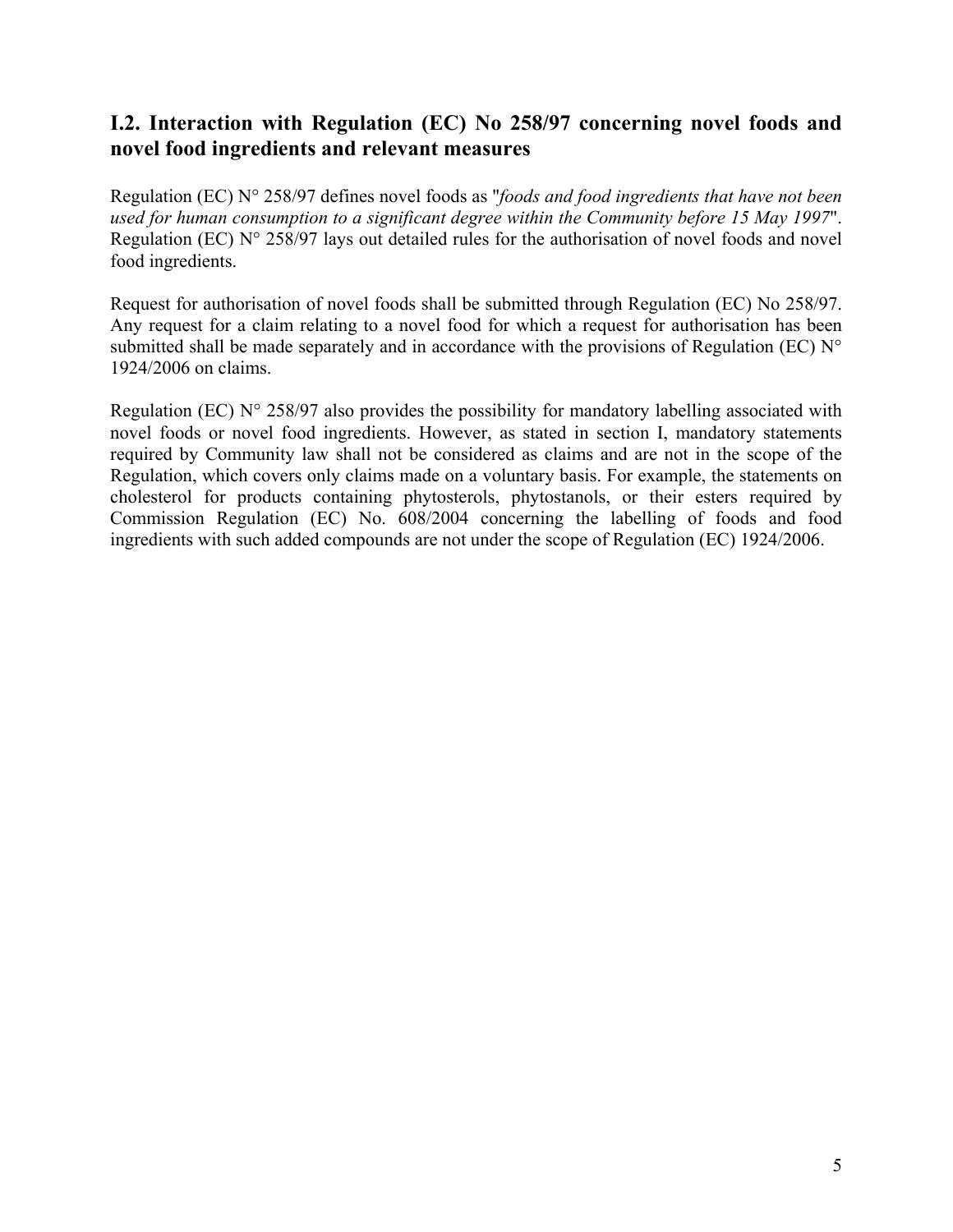## I.2. Interaction with Regulation (EC) No 258/97 concerning novel foods and novel food ingredients and relevant measures

Regulation (EC) N° 258/97 defines novel foods as "*foods and food ingredients that have not been used for human consumption to a significant degree within the Community before 15 May 1997*". Regulation (EC) N° 258/97 lays out detailed rules for the authorisation of novel foods and novel food ingredients.

Request for authorisation of novel foods shall be submitted through Regulation (EC) No 258/97. Any request for a claim relating to a novel food for which a request for authorisation has been submitted shall be made separately and in accordance with the provisions of Regulation (EC) N° 1924/2006 on claims.

Regulation (EC) N° 258/97 also provides the possibility for mandatory labelling associated with novel foods or novel food ingredients. However, as stated in section I, mandatory statements required by Community law shall not be considered as claims and are not in the scope of the Regulation, which covers only claims made on a voluntary basis. For example, the statements on cholesterol for products containing phytosterols, phytostanols, or their esters required by Commission Regulation (EC) No. 608/2004 concerning the labelling of foods and food ingredients with such added compounds are not under the scope of Regulation (EC) 1924/2006.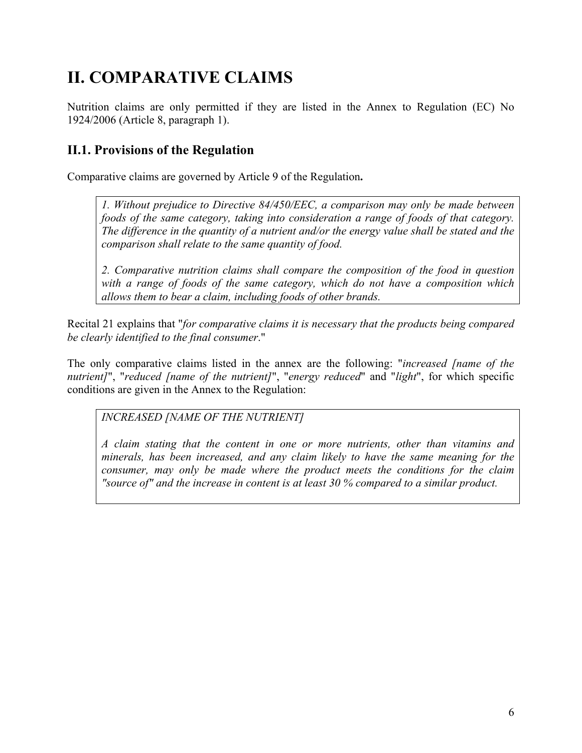# II. COMPARATIVE CLAIMS

Nutrition claims are only permitted if they are listed in the Annex to Regulation (EC) No 1924/2006 (Article 8, paragraph 1).

## II.1. Provisions of the Regulation

Comparative claims are governed by Article 9 of the Regulation**.**

> *1. Without prejudice to Directive 84/450/EEC, a comparison may only be made between foods of the same category, taking into consideration a range of foods of that category. The difference in the quantity of a nutrient and/or the energy value shall be stated and the comparison shall relate to the same quantity of food.*
>
> *2. Comparative nutrition claims shall compare the composition of the food in question with a range of foods of the same category, which do not have a composition which allows them to bear a claim, including foods of other brands.*

Recital 21 explains that "*for comparative claims it is necessary that the products being compared be clearly identified to the final consumer*."

The only comparative claims listed in the annex are the following: "*increased [name of the nutrient]*", "*reduced [name of the nutrient]*", "*energy reduced*" and "*light*", for which specific conditions are given in the Annex to the Regulation:

> *INCREASED [NAME OF THE NUTRIENT]*
>
> *A claim stating that the content in one or more nutrients, other than vitamins and minerals, has been increased, and any claim likely to have the same meaning for the consumer, may only be made where the product meets the conditions for the claim "source of" and the increase in content is at least 30 % compared to a similar product.*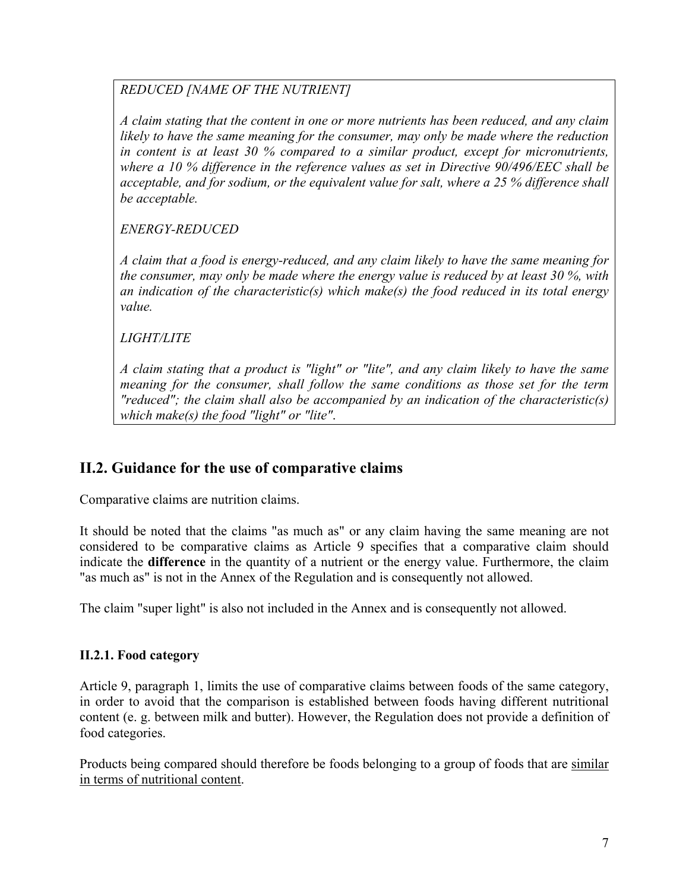*REDUCED [NAME OF THE NUTRIENT]*

*A claim stating that the content in one or more nutrients has been reduced, and any claim likely to have the same meaning for the consumer, may only be made where the reduction in content is at least 30 % compared to a similar product, except for micronutrients, where a 10 % difference in the reference values as set in Directive 90/496/EEC shall be acceptable, and for sodium, or the equivalent value for salt, where a 25 % difference shall be acceptable.*

*ENERGY-REDUCED*

*A claim that a food is energy-reduced, and any claim likely to have the same meaning for the consumer, may only be made where the energy value is reduced by at least 30 %, with an indication of the characteristic(s) which make(s) the food reduced in its total energy value.*

*LIGHT/LITE*

*A claim stating that a product is "light" or "lite", and any claim likely to have the same meaning for the consumer, shall follow the same conditions as those set for the term "reduced"; the claim shall also be accompanied by an indication of the characteristic(s) which make(s) the food "light" or "lite".*

## II.2. Guidance for the use of comparative claims

Comparative claims are nutrition claims.

It should be noted that the claims "as much as" or any claim having the same meaning are not considered to be comparative claims as Article 9 specifies that a comparative claim should indicate the **difference** in the quantity of a nutrient or the energy value. Furthermore, the claim "as much as" is not in the Annex of the Regulation and is consequently not allowed.

The claim "super light" is also not included in the Annex and is consequently not allowed.

### II.2.1. Food category

Article 9, paragraph 1, limits the use of comparative claims between foods of the same category, in order to avoid that the comparison is established between foods having different nutritional content (e. g. between milk and butter). However, the Regulation does not provide a definition of food categories.

Products being compared should therefore be foods belonging to a group of foods that are <u>similar in terms of nutritional content</u>.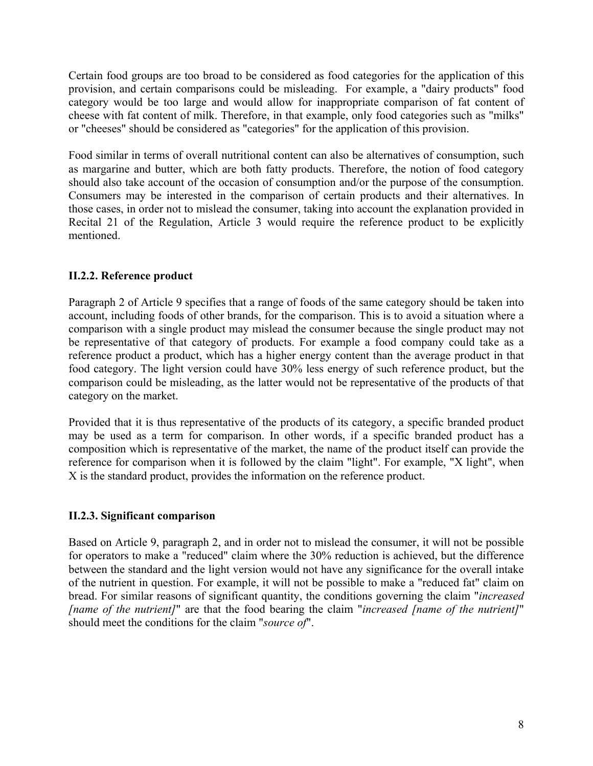Certain food groups are too broad to be considered as food categories for the application of this provision, and certain comparisons could be misleading. For example, a "dairy products" food category would be too large and would allow for inappropriate comparison of fat content of cheese with fat content of milk. Therefore, in that example, only food categories such as "milks" or "cheeses" should be considered as "categories" for the application of this provision.

Food similar in terms of overall nutritional content can also be alternatives of consumption, such as margarine and butter, which are both fatty products. Therefore, the notion of food category should also take account of the occasion of consumption and/or the purpose of the consumption. Consumers may be interested in the comparison of certain products and their alternatives. In those cases, in order not to mislead the consumer, taking into account the explanation provided in Recital 21 of the Regulation, Article 3 would require the reference product to be explicitly mentioned.

### II.2.2. Reference product

Paragraph 2 of Article 9 specifies that a range of foods of the same category should be taken into account, including foods of other brands, for the comparison. This is to avoid a situation where a comparison with a single product may mislead the consumer because the single product may not be representative of that category of products. For example a food company could take as a reference product a product, which has a higher energy content than the average product in that food category. The light version could have 30% less energy of such reference product, but the comparison could be misleading, as the latter would not be representative of the products of that category on the market.

Provided that it is thus representative of the products of its category, a specific branded product may be used as a term for comparison. In other words, if a specific branded product has a composition which is representative of the market, the name of the product itself can provide the reference for comparison when it is followed by the claim "light". For example, "X light", when X is the standard product, provides the information on the reference product.

### II.2.3. Significant comparison

Based on Article 9, paragraph 2, and in order not to mislead the consumer, it will not be possible for operators to make a "reduced" claim where the 30% reduction is achieved, but the difference between the standard and the light version would not have any significance for the overall intake of the nutrient in question. For example, it will not be possible to make a "reduced fat" claim on bread. For similar reasons of significant quantity, the conditions governing the claim "*increased [name of the nutrient]*" are that the food bearing the claim "*increased [name of the nutrient]*" should meet the conditions for the claim "*source of*".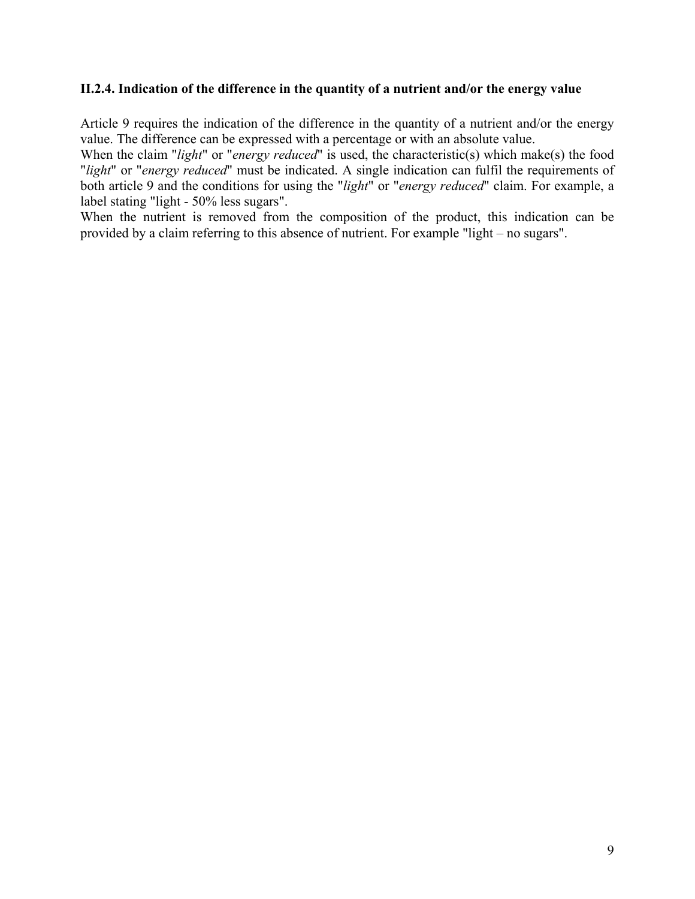### II.2.4. Indication of the difference in the quantity of a nutrient and/or the energy value

Article 9 requires the indication of the difference in the quantity of a nutrient and/or the energy value. The difference can be expressed with a percentage or with an absolute value.

When the claim "*light*" or "*energy reduced*" is used, the characteristic(s) which make(s) the food "*light*" or "*energy reduced*" must be indicated. A single indication can fulfil the requirements of both article 9 and the conditions for using the "*light*" or "*energy reduced*" claim. For example, a label stating "light - 50% less sugars".

When the nutrient is removed from the composition of the product, this indication can be provided by a claim referring to this absence of nutrient. For example "light – no sugars".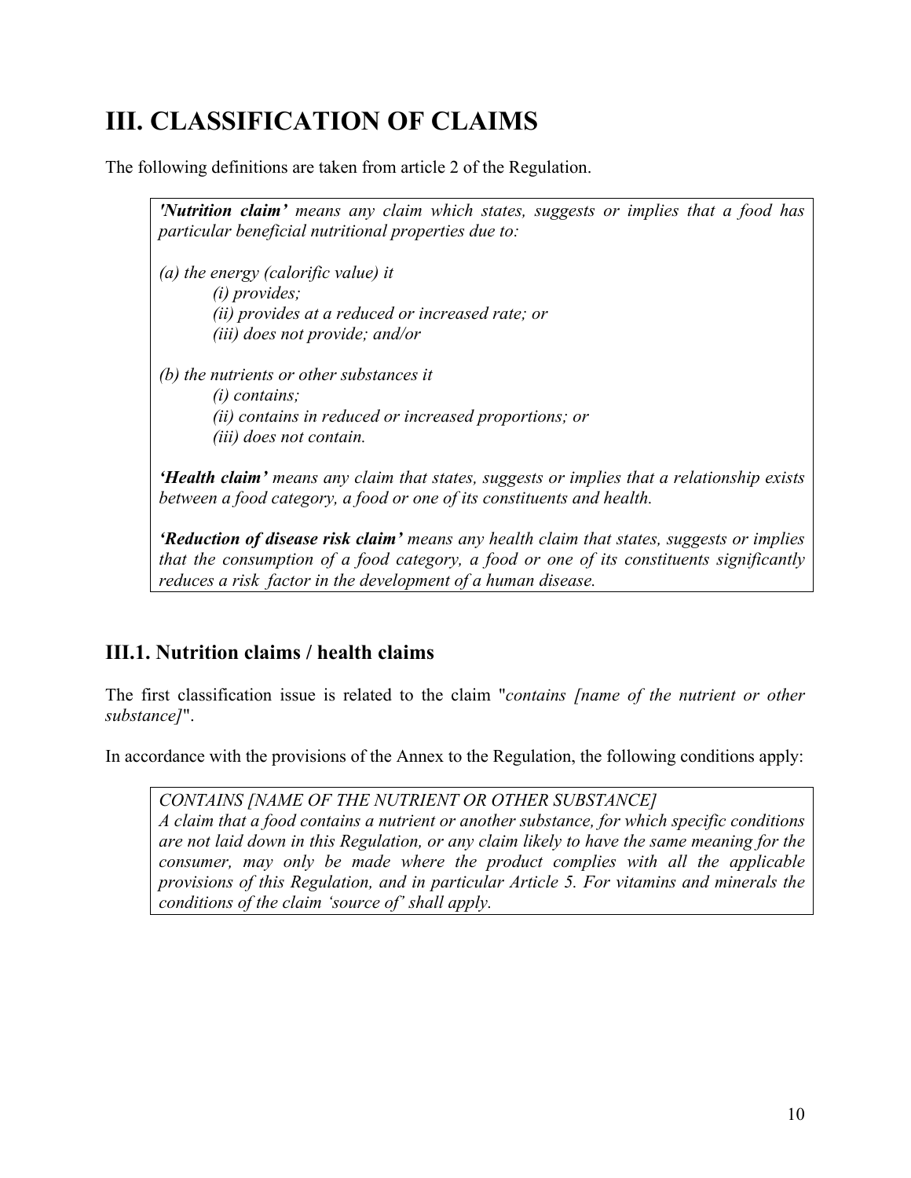# III. CLASSIFICATION OF CLAIMS

The following definitions are taken from article 2 of the Regulation.

> ***'Nutrition claim'*** *means any claim which states, suggests or implies that a food has particular beneficial nutritional properties due to:*
>
> *(a) the energy (calorific value) it*
> - *(i) provides;*
> - *(ii) provides at a reduced or increased rate; or*
> - *(iii) does not provide; and/or*
>
> *(b) the nutrients or other substances it*
> - *(i) contains;*
> - *(ii) contains in reduced or increased proportions; or*
> - *(iii) does not contain.*
>
> ***'Health claim'*** *means any claim that states, suggests or implies that a relationship exists between a food category, a food or one of its constituents and health.*
>
> ***'Reduction of disease risk claim'*** *means any health claim that states, suggests or implies that the consumption of a food category, a food or one of its constituents significantly reduces a risk factor in the development of a human disease.*

## III.1. Nutrition claims / health claims

The first classification issue is related to the claim "*contains [name of the nutrient or other substance]*".

In accordance with the provisions of the Annex to the Regulation, the following conditions apply:

> *CONTAINS [NAME OF THE NUTRIENT OR OTHER SUBSTANCE]*
> *A claim that a food contains a nutrient or another substance, for which specific conditions are not laid down in this Regulation, or any claim likely to have the same meaning for the consumer, may only be made where the product complies with all the applicable provisions of this Regulation, and in particular Article 5. For vitamins and minerals the conditions of the claim 'source of' shall apply.*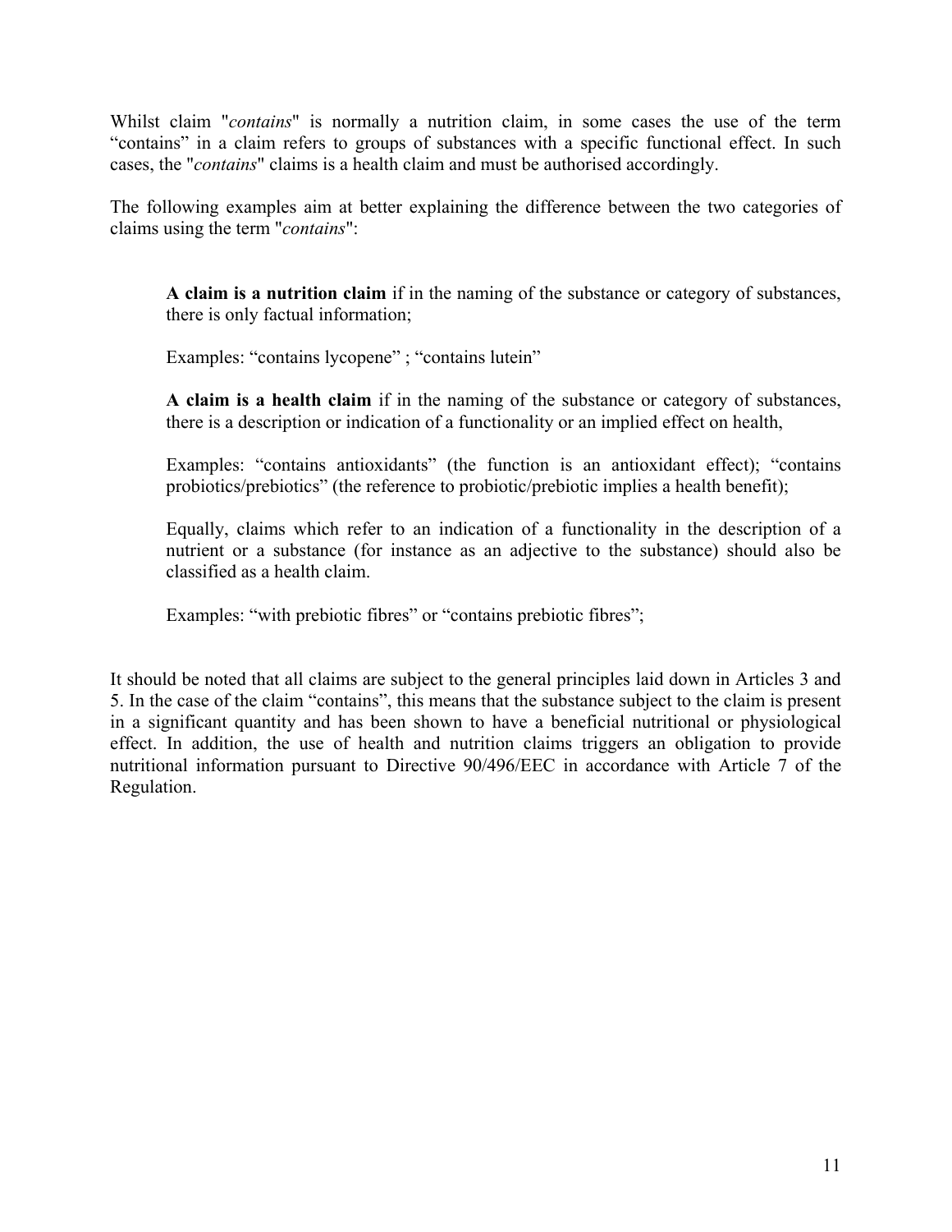Whilst claim "*contains*" is normally a nutrition claim, in some cases the use of the term "contains" in a claim refers to groups of substances with a specific functional effect. In such cases, the "*contains*" claims is a health claim and must be authorised accordingly.

The following examples aim at better explaining the difference between the two categories of claims using the term "*contains*":

> **A claim is a nutrition claim** if in the naming of the substance or category of substances, there is only factual information;
>
> Examples: "contains lycopene" ; "contains lutein"
>
> **A claim is a health claim** if in the naming of the substance or category of substances, there is a description or indication of a functionality or an implied effect on health,
>
> Examples: "contains antioxidants" (the function is an antioxidant effect); "contains probiotics/prebiotics" (the reference to probiotic/prebiotic implies a health benefit);
>
> Equally, claims which refer to an indication of a functionality in the description of a nutrient or a substance (for instance as an adjective to the substance) should also be classified as a health claim.
>
> Examples: "with prebiotic fibres" or "contains prebiotic fibres";

It should be noted that all claims are subject to the general principles laid down in Articles 3 and 5. In the case of the claim "contains", this means that the substance subject to the claim is present in a significant quantity and has been shown to have a beneficial nutritional or physiological effect. In addition, the use of health and nutrition claims triggers an obligation to provide nutritional information pursuant to Directive 90/496/EEC in accordance with Article 7 of the Regulation.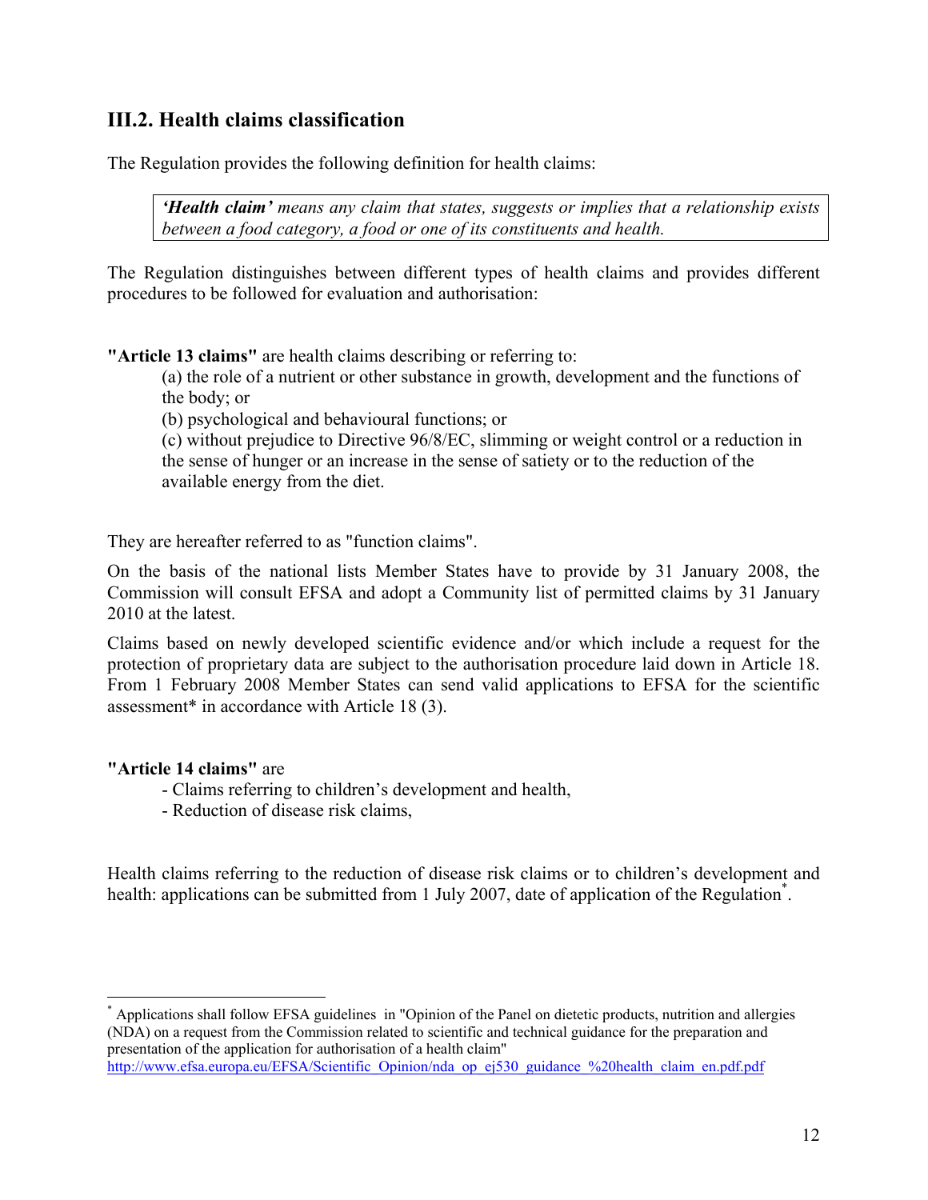## III.2. Health claims classification

The Regulation provides the following definition for health claims:

> ***'Health claim'*** *means any claim that states, suggests or implies that a relationship exists between a food category, a food or one of its constituents and health.*

The Regulation distinguishes between different types of health claims and provides different procedures to be followed for evaluation and authorisation:

**"Article 13 claims"** are health claims describing or referring to:

(a) the role of a nutrient or other substance in growth, development and the functions of the body; or

(b) psychological and behavioural functions; or

(c) without prejudice to Directive 96/8/EC, slimming or weight control or a reduction in the sense of hunger or an increase in the sense of satiety or to the reduction of the available energy from the diet.

They are hereafter referred to as "function claims".

On the basis of the national lists Member States have to provide by 31 January 2008, the Commission will consult EFSA and adopt a Community list of permitted claims by 31 January 2010 at the latest.

Claims based on newly developed scientific evidence and/or which include a request for the protection of proprietary data are subject to the authorisation procedure laid down in Article 18. From 1 February 2008 Member States can send valid applications to EFSA for the scientific assessment* in accordance with Article 18 (3).

**"Article 14 claims"** are

- Claims referring to children's development and health,
- Reduction of disease risk claims,

Health claims referring to the reduction of disease risk claims or to children's development and health: applications can be submitted from 1 July 2007, date of application of the Regulation*.

---

* Applications shall follow EFSA guidelines in "Opinion of the Panel on dietetic products, nutrition and allergies (NDA) on a request from the Commission related to scientific and technical guidance for the preparation and presentation of the application for authorisation of a health claim" http://www.efsa.europa.eu/EFSA/Scientific_Opinion/nda_op_ej530_guidance_%20health_claim_en.pdf.pdf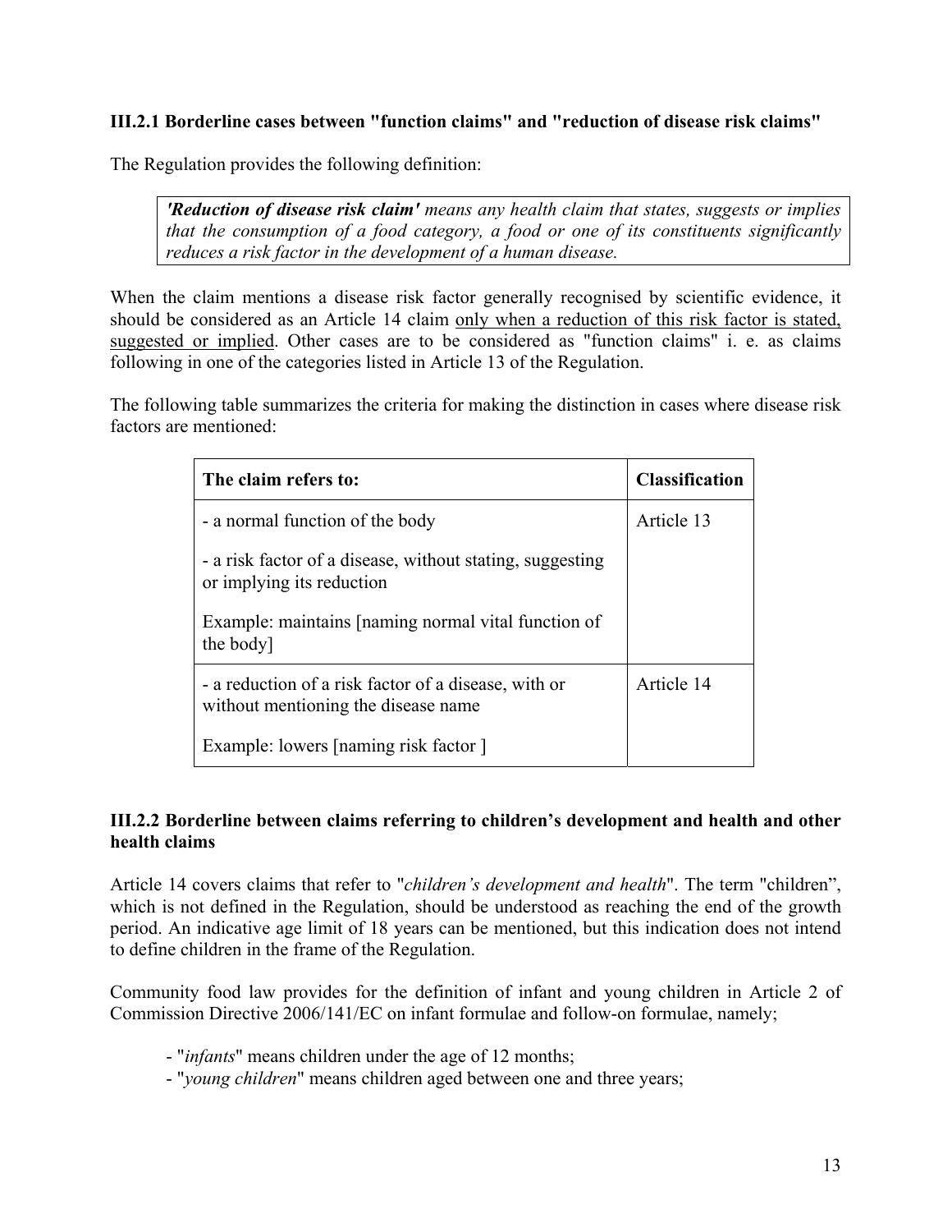### III.2.1 Borderline cases between "function claims" and "reduction of disease risk claims"

The Regulation provides the following definition:

> ***'Reduction of disease risk claim'*** *means any health claim that states, suggests or implies that the consumption of a food category, a food or one of its constituents significantly reduces a risk factor in the development of a human disease.*

When the claim mentions a disease risk factor generally recognised by scientific evidence, it should be considered as an Article 14 claim <u>only when a reduction of this risk factor is stated, suggested or implied</u>. Other cases are to be considered as "function claims" i. e. as claims following in one of the categories listed in Article 13 of the Regulation.

The following table summarizes the criteria for making the distinction in cases where disease risk factors are mentioned:

| **The claim refers to:** | **Classification** |
|---|---|
| - a normal function of the body<br><br>- a risk factor of a disease, without stating, suggesting or implying its reduction<br><br>Example: maintains [naming normal vital function of the body] | Article 13 |
| - a reduction of a risk factor of a disease, with or without mentioning the disease name<br><br>Example: lowers [naming risk factor ] | Article 14 |

### III.2.2 Borderline between claims referring to children's development and health and other health claims

Article 14 covers claims that refer to "*children's development and health*". The term "children", which is not defined in the Regulation, should be understood as reaching the end of the growth period. An indicative age limit of 18 years can be mentioned, but this indication does not intend to define children in the frame of the Regulation.

Community food law provides for the definition of infant and young children in Article 2 of Commission Directive 2006/141/EC on infant formulae and follow-on formulae, namely;

- "*infants*" means children under the age of 12 months;
- "*young children*" means children aged between one and three years;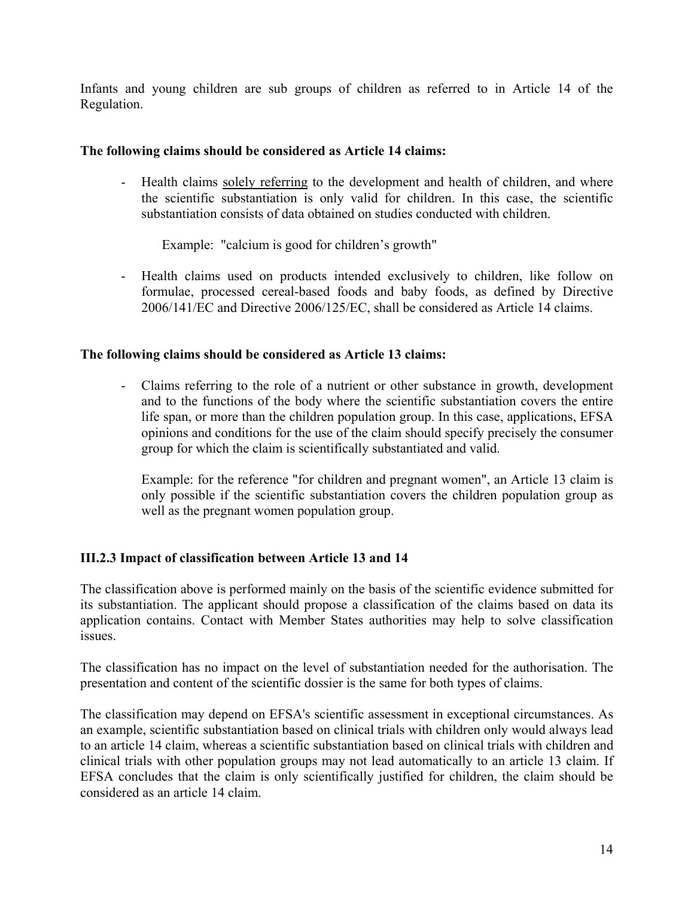Infants and young children are sub groups of children as referred to in Article 14 of the Regulation.

**The following claims should be considered as Article 14 claims:**

- Health claims <u>solely referring</u> to the development and health of children, and where the scientific substantiation is only valid for children. In this case, the scientific substantiation consists of data obtained on studies conducted with children.

  Example: "calcium is good for children's growth"

- Health claims used on products intended exclusively to children, like follow on formulae, processed cereal-based foods and baby foods, as defined by Directive 2006/141/EC and Directive 2006/125/EC, shall be considered as Article 14 claims.

**The following claims should be considered as Article 13 claims:**

- Claims referring to the role of a nutrient or other substance in growth, development and to the functions of the body where the scientific substantiation covers the entire life span, or more than the children population group. In this case, applications, EFSA opinions and conditions for the use of the claim should specify precisely the consumer group for which the claim is scientifically substantiated and valid.

  Example: for the reference "for children and pregnant women", an Article 13 claim is only possible if the scientific substantiation covers the children population group as well as the pregnant women population group.

### III.2.3 Impact of classification between Article 13 and 14

The classification above is performed mainly on the basis of the scientific evidence submitted for its substantiation. The applicant should propose a classification of the claims based on data its application contains. Contact with Member States authorities may help to solve classification issues.

The classification has no impact on the level of substantiation needed for the authorisation. The presentation and content of the scientific dossier is the same for both types of claims.

The classification may depend on EFSA's scientific assessment in exceptional circumstances. As an example, scientific substantiation based on clinical trials with children only would always lead to an article 14 claim, whereas a scientific substantiation based on clinical trials with children and clinical trials with other population groups may not lead automatically to an article 13 claim. If EFSA concludes that the claim is only scientifically justified for children, the claim should be considered as an article 14 claim.